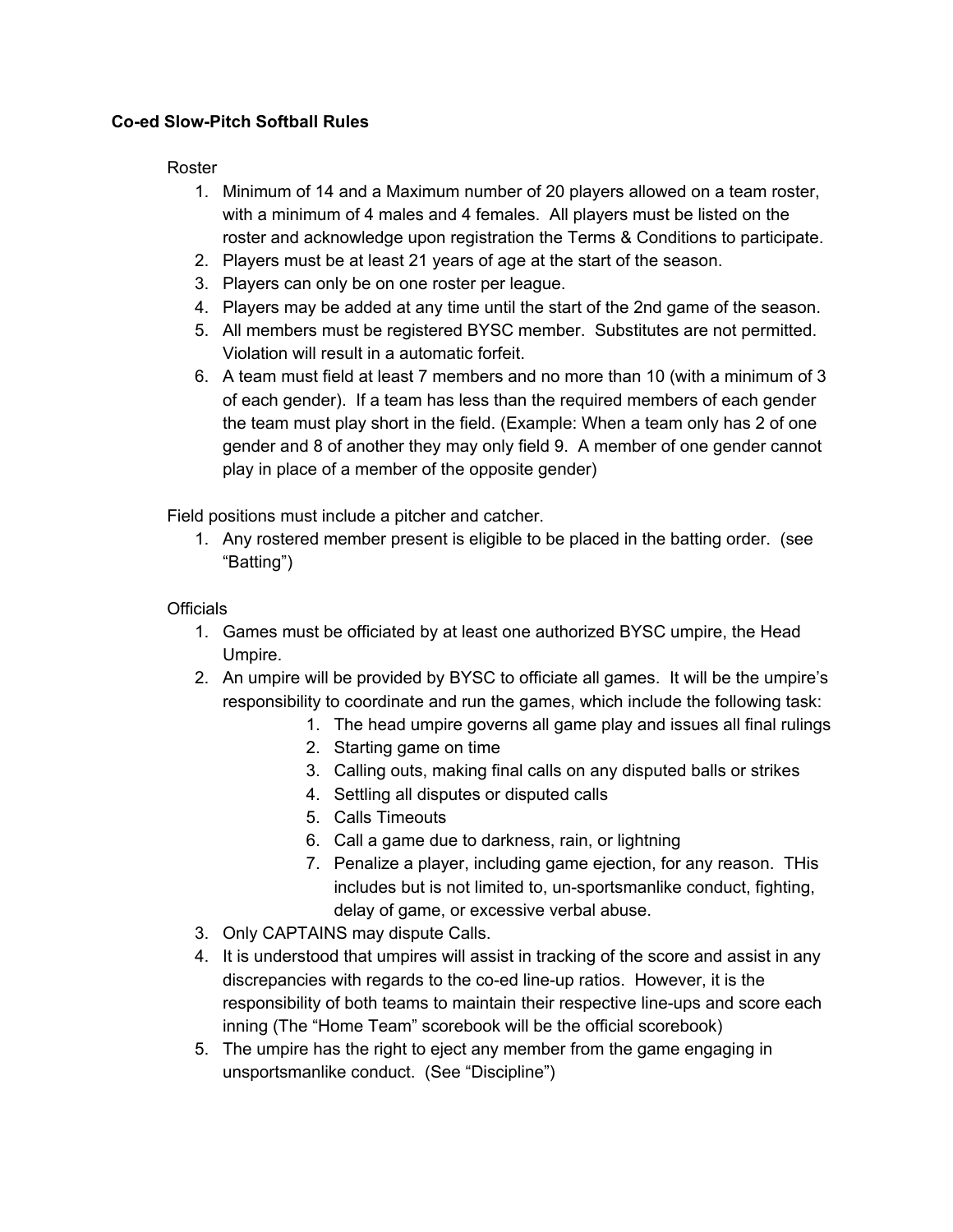**Co-ed Slow-Pitch Softball Rules**

Roster

1. Minimum of 14 and a Maximum number of 20 players allowed on a team roster, with a minimum of 4 males and 4 females. All players must be listed on the roster and acknowledge upon registration the Terms & Conditions to participate.
2. Players must be at least 21 years of age at the start of the season.
3. Players can only be on one roster per league.
4. Players may be added at any time until the start of the 2nd game of the season.
5. All members must be registered BYSC member. Substitutes are not permitted. Violation will result in a automatic forfeit.
6. A team must field at least 7 members and no more than 10 (with a minimum of 3 of each gender). If a team has less than the required members of each gender the team must play short in the field. (Example: When a team only has 2 of one gender and 8 of another they may only field 9. A member of one gender cannot play in place of a member of the opposite gender)

Field positions must include a pitcher and catcher.

1. Any rostered member present is eligible to be placed in the batting order. (see "Batting")

Officials

1. Games must be officiated by at least one authorized BYSC umpire, the Head Umpire.
2. An umpire will be provided by BYSC to officiate all games. It will be the umpire's responsibility to coordinate and run the games, which include the following task:
    1. The head umpire governs all game play and issues all final rulings
    2. Starting game on time
    3. Calling outs, making final calls on any disputed balls or strikes
    4. Settling all disputes or disputed calls
    5. Calls Timeouts
    6. Call a game due to darkness, rain, or lightning
    7. Penalize a player, including game ejection, for any reason. THis includes but is not limited to, un-sportsmanlike conduct, fighting, delay of game, or excessive verbal abuse.
3. Only CAPTAINS may dispute Calls.
4. It is understood that umpires will assist in tracking of the score and assist in any discrepancies with regards to the co-ed line-up ratios. However, it is the responsibility of both teams to maintain their respective line-ups and score each inning (The "Home Team" scorebook will be the official scorebook)
5. The umpire has the right to eject any member from the game engaging in unsportsmanlike conduct. (See "Discipline")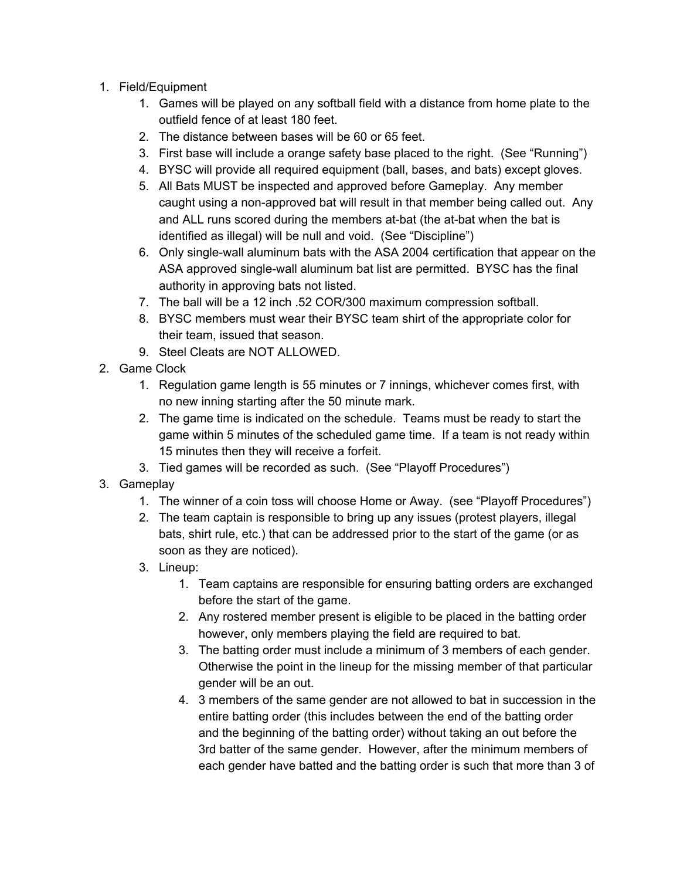1. Field/Equipment
    1. Games will be played on any softball field with a distance from home plate to the outfield fence of at least 180 feet.
    2. The distance between bases will be 60 or 65 feet.
    3. First base will include a orange safety base placed to the right. (See "Running")
    4. BYSC will provide all required equipment (ball, bases, and bats) except gloves.
    5. All Bats MUST be inspected and approved before Gameplay. Any member caught using a non-approved bat will result in that member being called out. Any and ALL runs scored during the members at-bat (the at-bat when the bat is identified as illegal) will be null and void. (See "Discipline")
    6. Only single-wall aluminum bats with the ASA 2004 certification that appear on the ASA approved single-wall aluminum bat list are permitted. BYSC has the final authority in approving bats not listed.
    7. The ball will be a 12 inch .52 COR/300 maximum compression softball.
    8. BYSC members must wear their BYSC team shirt of the appropriate color for their team, issued that season.
    9. Steel Cleats are NOT ALLOWED.
2. Game Clock
    1. Regulation game length is 55 minutes or 7 innings, whichever comes first, with no new inning starting after the 50 minute mark.
    2. The game time is indicated on the schedule. Teams must be ready to start the game within 5 minutes of the scheduled game time. If a team is not ready within 15 minutes then they will receive a forfeit.
    3. Tied games will be recorded as such. (See "Playoff Procedures")
3. Gameplay
    1. The winner of a coin toss will choose Home or Away. (see "Playoff Procedures")
    2. The team captain is responsible to bring up any issues (protest players, illegal bats, shirt rule, etc.) that can be addressed prior to the start of the game (or as soon as they are noticed).
    3. Lineup:
        1. Team captains are responsible for ensuring batting orders are exchanged before the start of the game.
        2. Any rostered member present is eligible to be placed in the batting order however, only members playing the field are required to bat.
        3. The batting order must include a minimum of 3 members of each gender. Otherwise the point in the lineup for the missing member of that particular gender will be an out.
        4. 3 members of the same gender are not allowed to bat in succession in the entire batting order (this includes between the end of the batting order and the beginning of the batting order) without taking an out before the 3rd batter of the same gender. However, after the minimum members of each gender have batted and the batting order is such that more than 3 of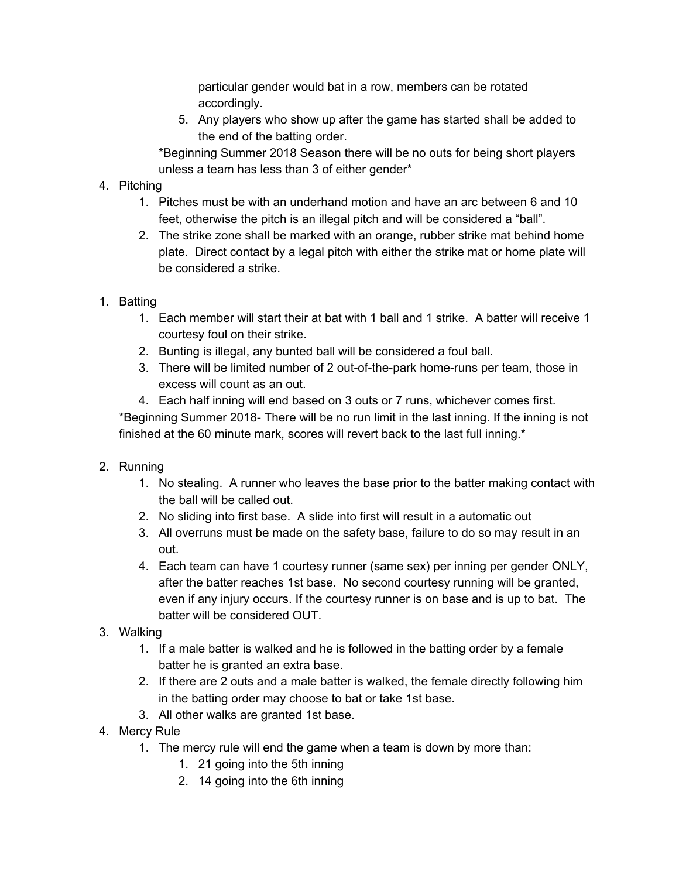particular gender would bat in a row, members can be rotated accordingly.

   5. Any players who show up after the game has started shall be added to the end of the batting order.

   *Beginning Summer 2018 Season there will be no outs for being short players unless a team has less than 3 of either gender*

4. Pitching
   1. Pitches must be with an underhand motion and have an arc between 6 and 10 feet, otherwise the pitch is an illegal pitch and will be considered a “ball”.
   2. The strike zone shall be marked with an orange, rubber strike mat behind home plate. Direct contact by a legal pitch with either the strike mat or home plate will be considered a strike.

1. Batting
   1. Each member will start their at bat with 1 ball and 1 strike. A batter will receive 1 courtesy foul on their strike.
   2. Bunting is illegal, any bunted ball will be considered a foul ball.
   3. There will be limited number of 2 out-of-the-park home-runs per team, those in excess will count as an out.
   4. Each half inning will end based on 3 outs or 7 runs, whichever comes first.

   *Beginning Summer 2018- There will be no run limit in the last inning. If the inning is not finished at the 60 minute mark, scores will revert back to the last full inning.*

2. Running
   1. No stealing. A runner who leaves the base prior to the batter making contact with the ball will be called out.
   2. No sliding into first base. A slide into first will result in a automatic out
   3. All overruns must be made on the safety base, failure to do so may result in an out.
   4. Each team can have 1 courtesy runner (same sex) per inning per gender ONLY, after the batter reaches 1st base. No second courtesy running will be granted, even if any injury occurs. If the courtesy runner is on base and is up to bat. The batter will be considered OUT.
3. Walking
   1. If a male batter is walked and he is followed in the batting order by a female batter he is granted an extra base.
   2. If there are 2 outs and a male batter is walked, the female directly following him in the batting order may choose to bat or take 1st base.
   3. All other walks are granted 1st base.
4. Mercy Rule
   1. The mercy rule will end the game when a team is down by more than:
      1. 21 going into the 5th inning
      2. 14 going into the 6th inning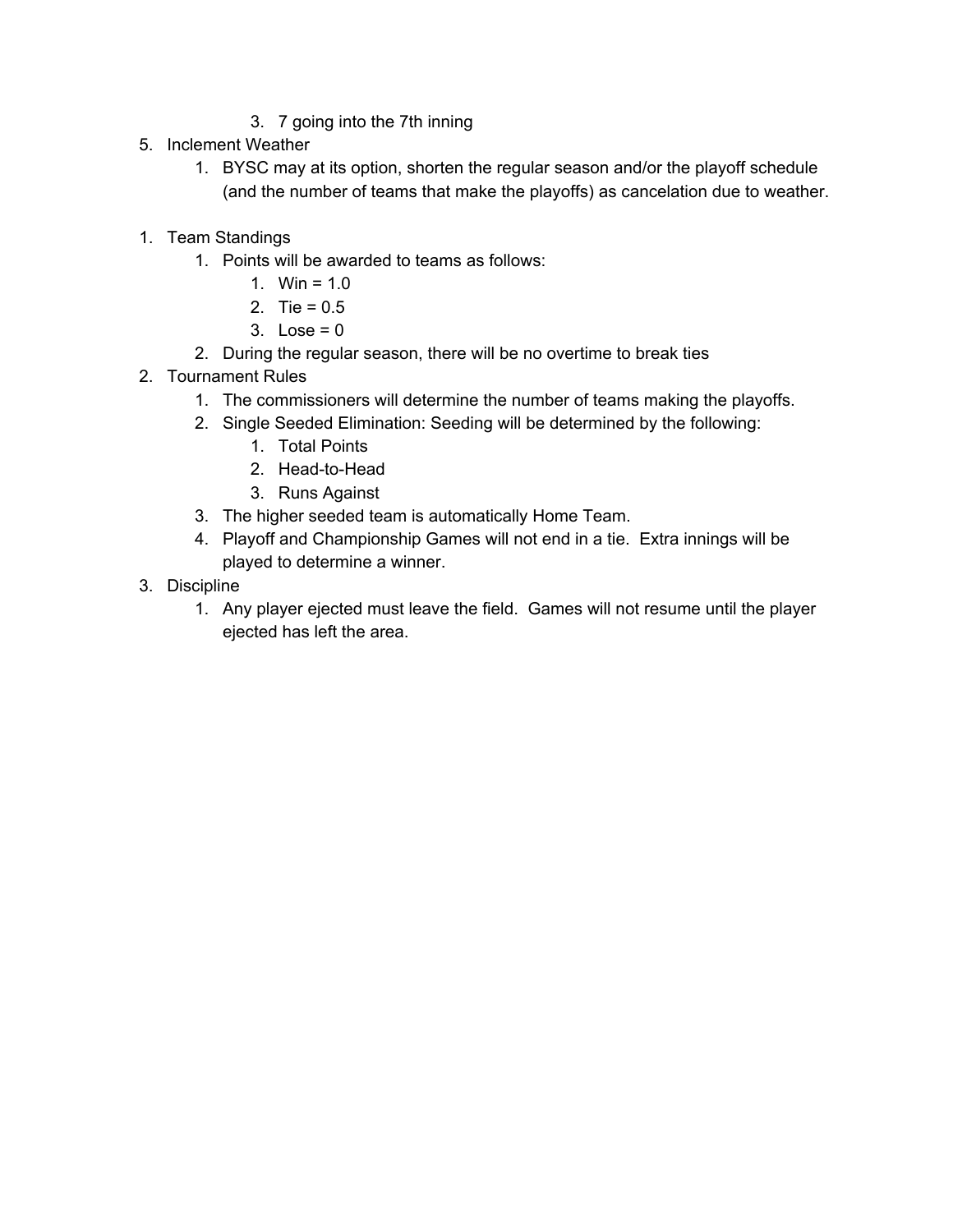3. 7 going into the 7th inning

5. Inclement Weather
    1. BYSC may at its option, shorten the regular season and/or the playoff schedule (and the number of teams that make the playoffs) as cancelation due to weather.

1. Team Standings
    1. Points will be awarded to teams as follows:
        1. Win = 1.0
        2. Tie = 0.5
        3. Lose = 0
    2. During the regular season, there will be no overtime to break ties
2. Tournament Rules
    1. The commissioners will determine the number of teams making the playoffs.
    2. Single Seeded Elimination: Seeding will be determined by the following:
        1. Total Points
        2. Head-to-Head
        3. Runs Against
    3. The higher seeded team is automatically Home Team.
    4. Playoff and Championship Games will not end in a tie. Extra innings will be played to determine a winner.
3. Discipline
    1. Any player ejected must leave the field. Games will not resume until the player ejected has left the area.